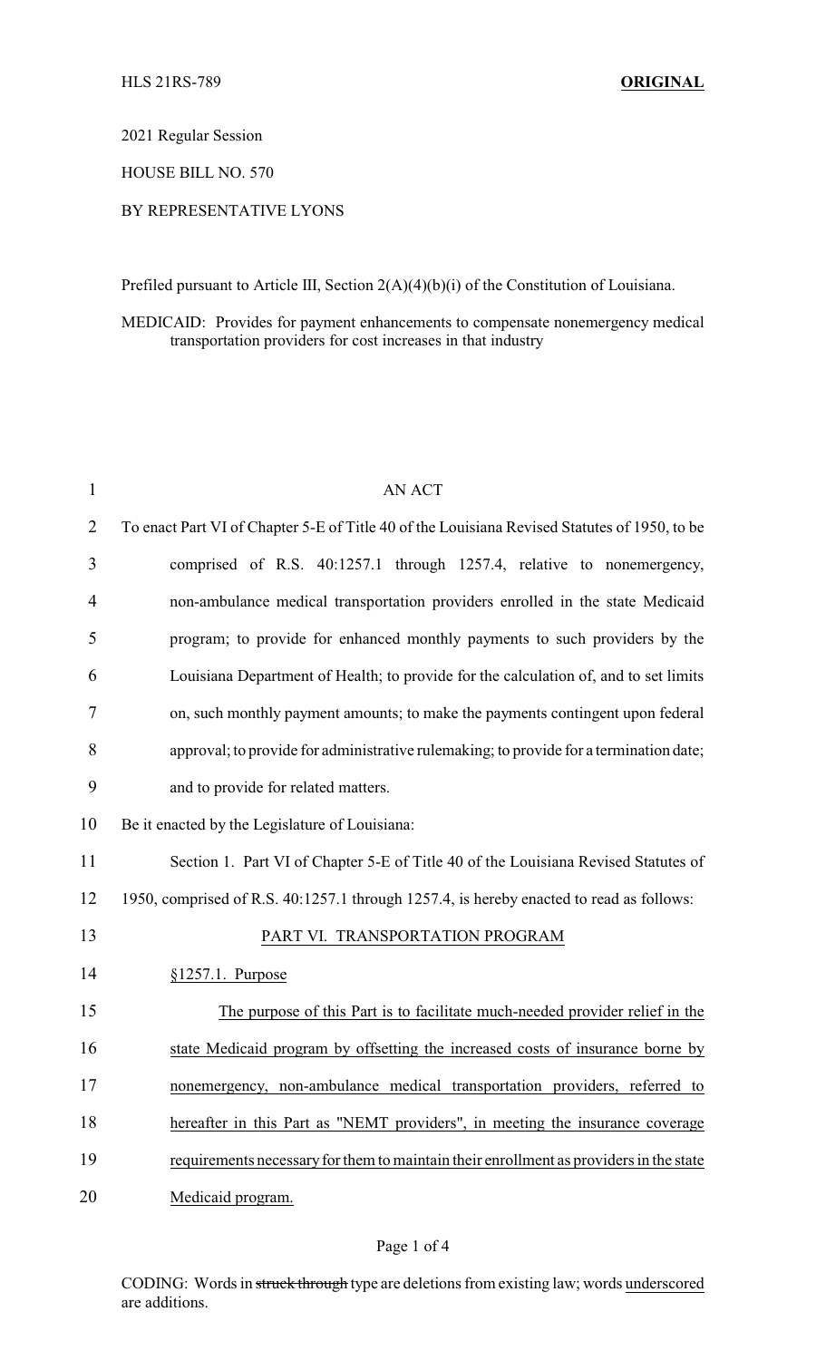HLS 21RS-789 **ORIGINAL**

2021 Regular Session

HOUSE BILL NO. 570

BY REPRESENTATIVE LYONS

Prefiled pursuant to Article III, Section 2(A)(4)(b)(i) of the Constitution of Louisiana.

MEDICAID: Provides for payment enhancements to compensate nonemergency medical transportation providers for cost increases in that industry

AN ACT

To enact Part VI of Chapter 5-E of Title 40 of the Louisiana Revised Statutes of 1950, to be comprised of R.S. 40:1257.1 through 1257.4, relative to nonemergency, non-ambulance medical transportation providers enrolled in the state Medicaid program; to provide for enhanced monthly payments to such providers by the Louisiana Department of Health; to provide for the calculation of, and to set limits on, such monthly payment amounts; to make the payments contingent upon federal approval; to provide for administrative rulemaking; to provide for a termination date; and to provide for related matters.

Be it enacted by the Legislature of Louisiana:

Section 1. Part VI of Chapter 5-E of Title 40 of the Louisiana Revised Statutes of 1950, comprised of R.S. 40:1257.1 through 1257.4, is hereby enacted to read as follows:

PART VI. TRANSPORTATION PROGRAM

§1257.1. Purpose

The purpose of this Part is to facilitate much-needed provider relief in the state Medicaid program by offsetting the increased costs of insurance borne by nonemergency, non-ambulance medical transportation providers, referred to hereafter in this Part as "NEMT providers", in meeting the insurance coverage requirements necessary for them to maintain their enrollment as providers in the state Medicaid program.

CODING: Words in ~~struck through~~ type are deletions from existing law; words underscored are additions.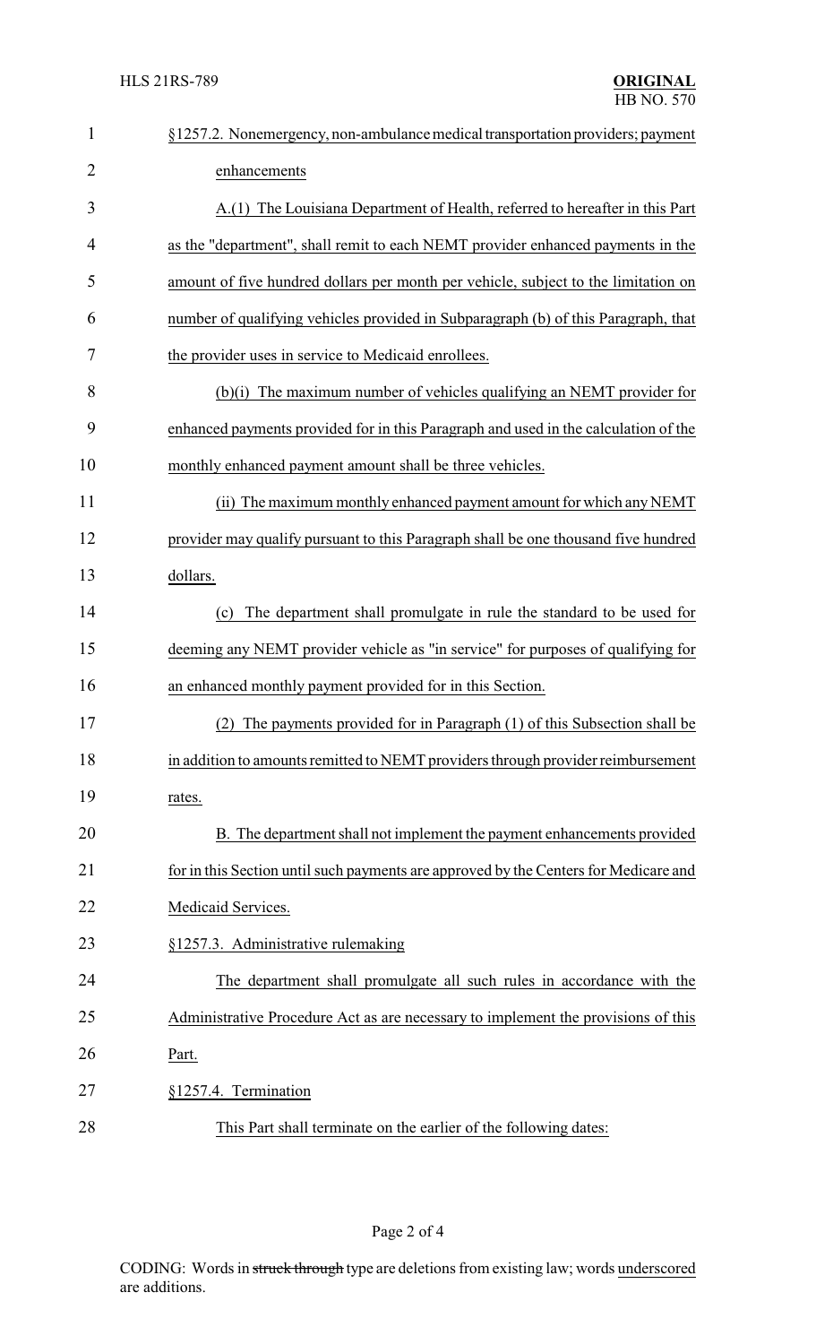§1257.2. Nonemergency, non-ambulance medical transportation providers; payment enhancements

A.(1) The Louisiana Department of Health, referred to hereafter in this Part as the "department", shall remit to each NEMT provider enhanced payments in the amount of five hundred dollars per month per vehicle, subject to the limitation on number of qualifying vehicles provided in Subparagraph (b) of this Paragraph, that the provider uses in service to Medicaid enrollees.

(b)(i) The maximum number of vehicles qualifying an NEMT provider for enhanced payments provided for in this Paragraph and used in the calculation of the monthly enhanced payment amount shall be three vehicles.

(ii) The maximum monthly enhanced payment amount for which any NEMT provider may qualify pursuant to this Paragraph shall be one thousand five hundred dollars.

(c) The department shall promulgate in rule the standard to be used for deeming any NEMT provider vehicle as "in service" for purposes of qualifying for an enhanced monthly payment provided for in this Section.

(2) The payments provided for in Paragraph (1) of this Subsection shall be in addition to amounts remitted to NEMT providers through provider reimbursement rates.

B. The department shall not implement the payment enhancements provided for in this Section until such payments are approved by the Centers for Medicare and Medicaid Services.

§1257.3. Administrative rulemaking

The department shall promulgate all such rules in accordance with the Administrative Procedure Act as are necessary to implement the provisions of this Part.

§1257.4. Termination

This Part shall terminate on the earlier of the following dates: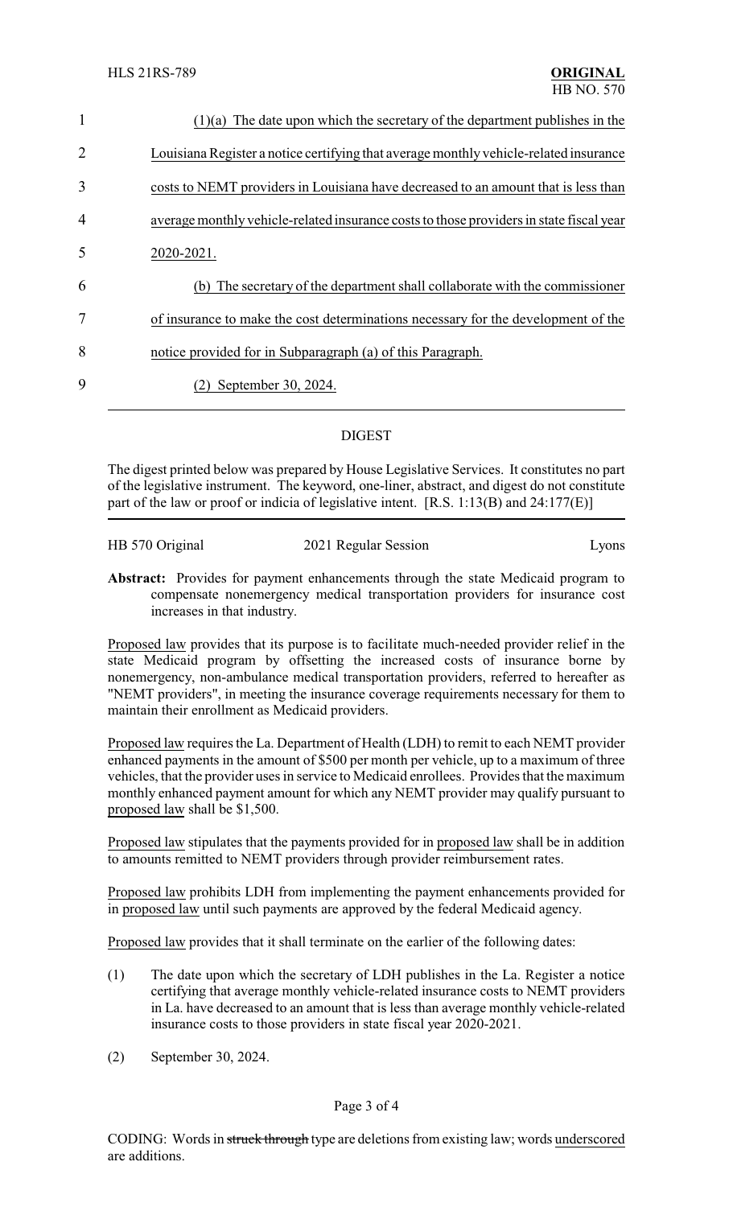(1)(a) The date upon which the secretary of the department publishes in the Louisiana Register a notice certifying that average monthly vehicle-related insurance costs to NEMT providers in Louisiana have decreased to an amount that is less than average monthly vehicle-related insurance costs to those providers in state fiscal year 2020-2021.

(b) The secretary of the department shall collaborate with the commissioner of insurance to make the cost determinations necessary for the development of the notice provided for in Subparagraph (a) of this Paragraph.

(2) September 30, 2024.

## DIGEST

The digest printed below was prepared by House Legislative Services. It constitutes no part of the legislative instrument. The keyword, one-liner, abstract, and digest do not constitute part of the law or proof or indicia of legislative intent. [R.S. 1:13(B) and 24:177(E)]

HB 570 Original — 2021 Regular Session — Lyons

**Abstract:** Provides for payment enhancements through the state Medicaid program to compensate nonemergency medical transportation providers for insurance cost increases in that industry.

Proposed law provides that its purpose is to facilitate much-needed provider relief in the state Medicaid program by offsetting the increased costs of insurance borne by nonemergency, non-ambulance medical transportation providers, referred to hereafter as "NEMT providers", in meeting the insurance coverage requirements necessary for them to maintain their enrollment as Medicaid providers.

Proposed law requires the La. Department of Health (LDH) to remit to each NEMT provider enhanced payments in the amount of $500 per month per vehicle, up to a maximum of three vehicles, that the provider uses in service to Medicaid enrollees. Provides that the maximum monthly enhanced payment amount for which any NEMT provider may qualify pursuant to proposed law shall be $1,500.

Proposed law stipulates that the payments provided for in proposed law shall be in addition to amounts remitted to NEMT providers through provider reimbursement rates.

Proposed law prohibits LDH from implementing the payment enhancements provided for in proposed law until such payments are approved by the federal Medicaid agency.

Proposed law provides that it shall terminate on the earlier of the following dates:

(1) The date upon which the secretary of LDH publishes in the La. Register a notice certifying that average monthly vehicle-related insurance costs to NEMT providers in La. have decreased to an amount that is less than average monthly vehicle-related insurance costs to those providers in state fiscal year 2020-2021.

(2) September 30, 2024.

CODING: Words in ~~struck through~~ type are deletions from existing law; words underscored are additions.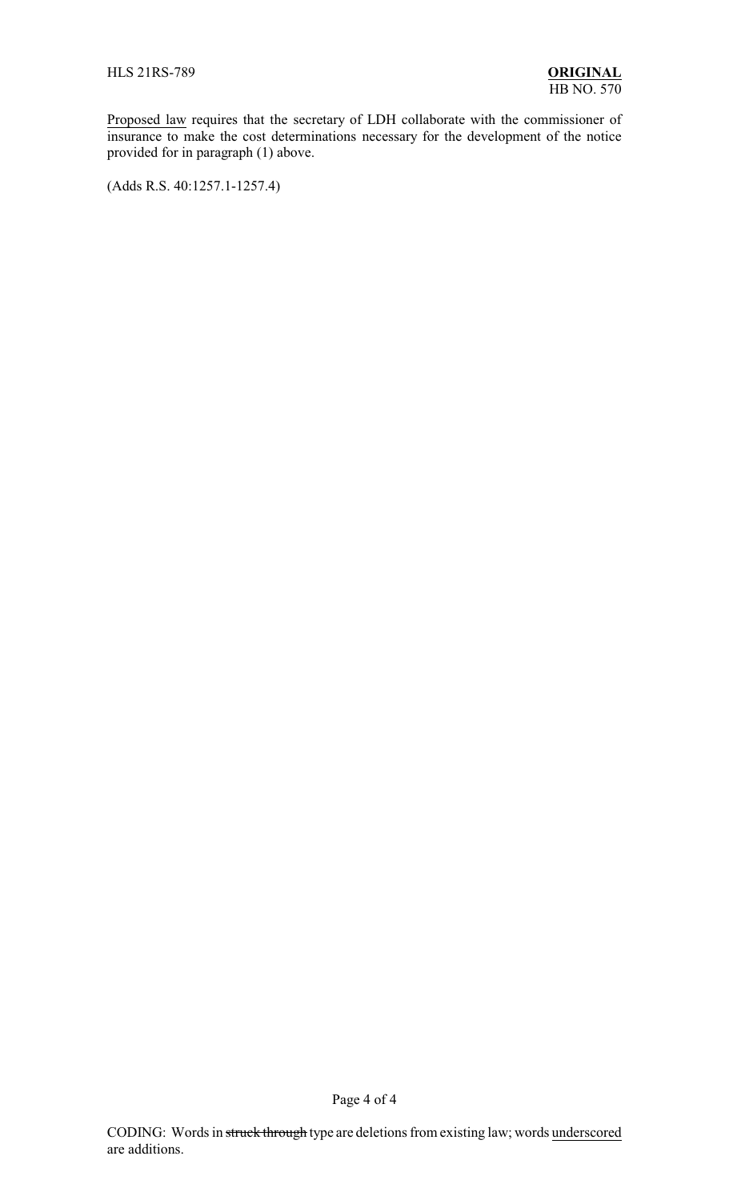Proposed law requires that the secretary of LDH collaborate with the commissioner of insurance to make the cost determinations necessary for the development of the notice provided for in paragraph (1) above.

(Adds R.S. 40:1257.1-1257.4)

CODING: Words in ~~struck through~~ type are deletions from existing law; words underscored are additions.